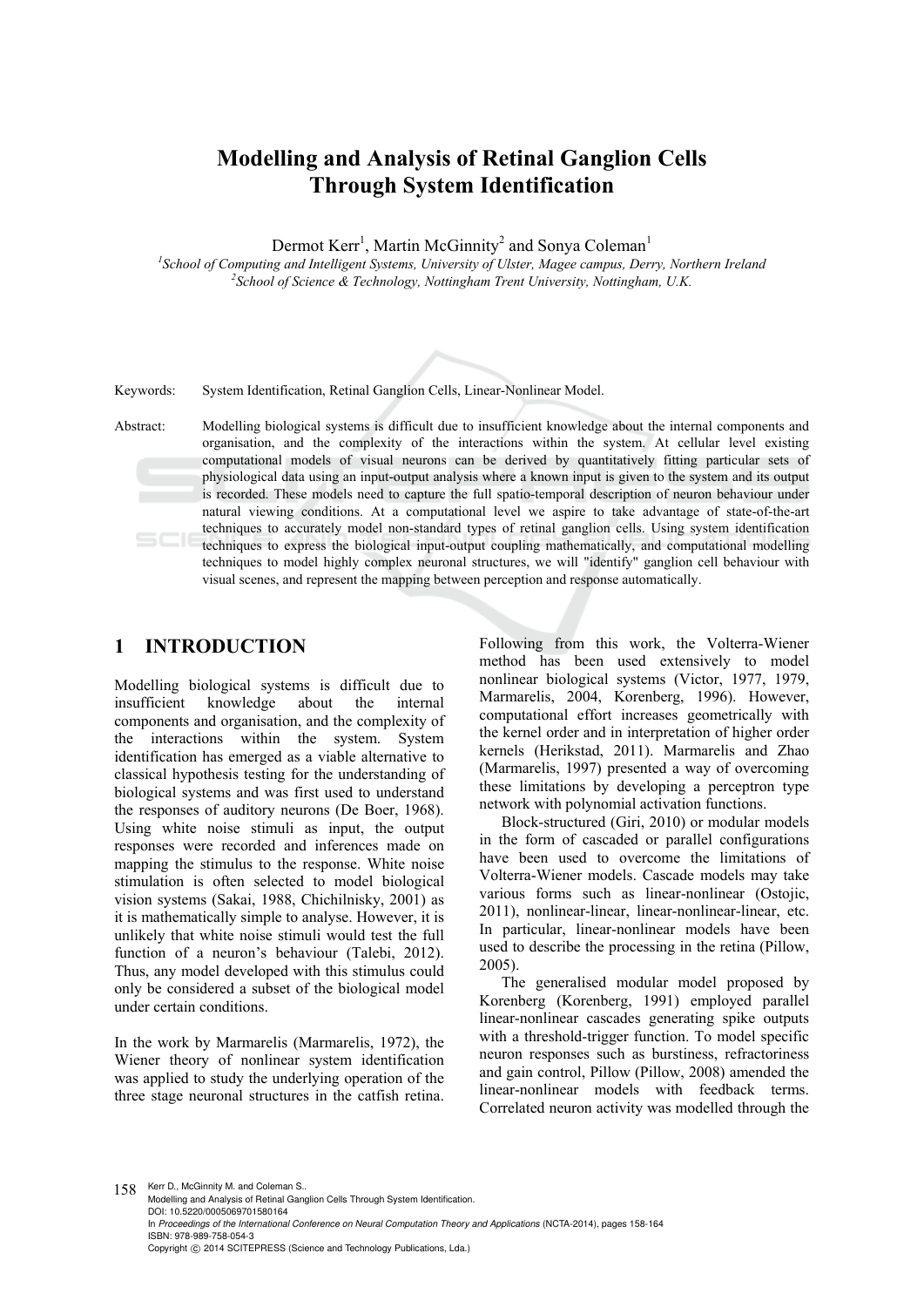# Modelling and Analysis of Retinal Ganglion Cells Through System Identification

Dermot Kerr[1], Martin McGinnity[2] and Sonya Coleman[1]

[1]*School of Computing and Intelligent Systems, University of Ulster, Magee campus, Derry, Northern Ireland*
[2]*School of Science & Technology, Nottingham Trent University, Nottingham, U.K.*

Keywords: System Identification, Retinal Ganglion Cells, Linear-Nonlinear Model.

Abstract: Modelling biological systems is difficult due to insufficient knowledge about the internal components and organisation, and the complexity of the interactions within the system. At cellular level existing computational models of visual neurons can be derived by quantitatively fitting particular sets of physiological data using an input-output analysis where a known input is given to the system and its output is recorded. These models need to capture the full spatio-temporal description of neuron behaviour under natural viewing conditions. At a computational level we aspire to take advantage of state-of-the-art techniques to accurately model non-standard types of retinal ganglion cells. Using system identification techniques to express the biological input-output coupling mathematically, and computational modelling techniques to model highly complex neuronal structures, we will "identify" ganglion cell behaviour with visual scenes, and represent the mapping between perception and response automatically.

## 1 INTRODUCTION

Modelling biological systems is difficult due to insufficient knowledge about the internal components and organisation, and the complexity of the interactions within the system. System identification has emerged as a viable alternative to classical hypothesis testing for the understanding of biological systems and was first used to understand the responses of auditory neurons (De Boer, 1968). Using white noise stimuli as input, the output responses were recorded and inferences made on mapping the stimulus to the response. White noise stimulation is often selected to model biological vision systems (Sakai, 1988, Chichilnisky, 2001) as it is mathematically simple to analyse. However, it is unlikely that white noise stimuli would test the full function of a neuron's behaviour (Talebi, 2012). Thus, any model developed with this stimulus could only be considered a subset of the biological model under certain conditions.

In the work by Marmarelis (Marmarelis, 1972), the Wiener theory of nonlinear system identification was applied to study the underlying operation of the three stage neuronal structures in the catfish retina. Following from this work, the Volterra-Wiener method has been used extensively to model nonlinear biological systems (Victor, 1977, 1979, Marmarelis, 2004, Korenberg, 1996). However, computational effort increases geometrically with the kernel order and in interpretation of higher order kernels (Herikstad, 2011). Marmarelis and Zhao (Marmarelis, 1997) presented a way of overcoming these limitations by developing a perceptron type network with polynomial activation functions.

Block-structured (Giri, 2010) or modular models in the form of cascaded or parallel configurations have been used to overcome the limitations of Volterra-Wiener models. Cascade models may take various forms such as linear-nonlinear (Ostojic, 2011), nonlinear-linear, linear-nonlinear-linear, etc. In particular, linear-nonlinear models have been used to describe the processing in the retina (Pillow, 2005).

The generalised modular model proposed by Korenberg (Korenberg, 1991) employed parallel linear-nonlinear cascades generating spike outputs with a threshold-trigger function. To model specific neuron responses such as burstiness, refractoriness and gain control, Pillow (Pillow, 2008) amended the linear-nonlinear models with feedback terms. Correlated neuron activity was modelled through the

Kerr D., McGinnity M. and Coleman S..
Modelling and Analysis of Retinal Ganglion Cells Through System Identification.
DOI: 10.5220/0005069701580164
In *Proceedings of the International Conference on Neural Computation Theory and Applications* (NCTA-2014), pages 158-164
ISBN: 978-989-758-054-3
Copyright © 2014 SCITEPRESS (Science and Technology Publications, Lda.)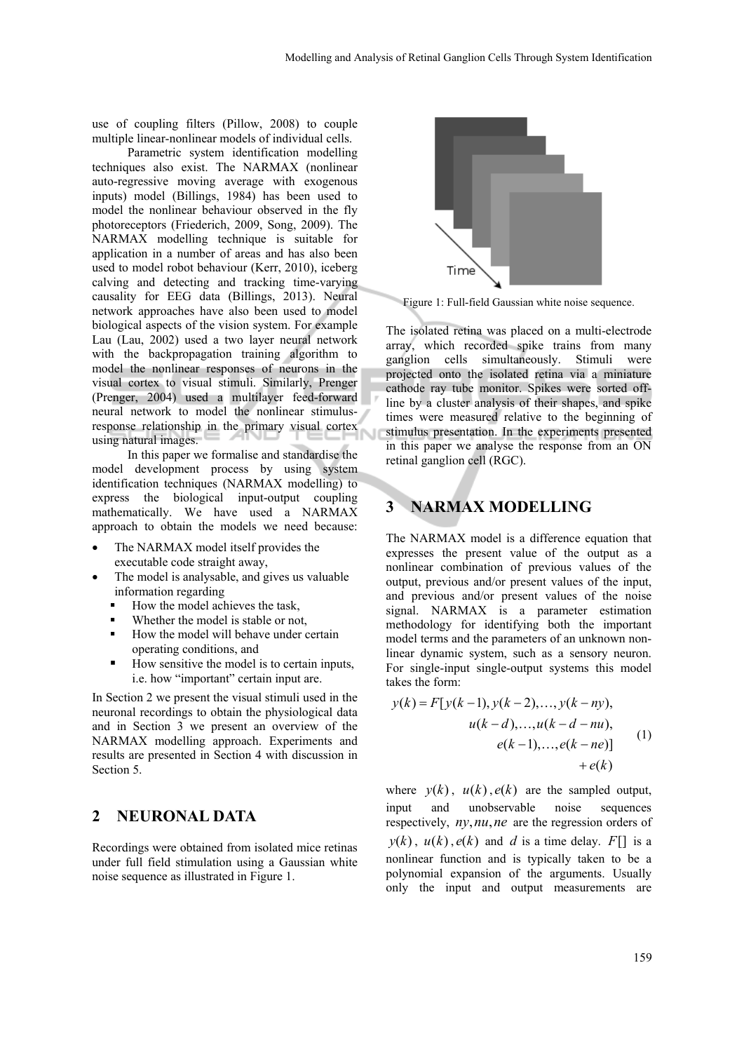use of coupling filters (Pillow, 2008) to couple multiple linear-nonlinear models of individual cells.

Parametric system identification modelling techniques also exist. The NARMAX (nonlinear auto-regressive moving average with exogenous inputs) model (Billings, 1984) has been used to model the nonlinear behaviour observed in the fly photoreceptors (Friederich, 2009, Song, 2009). The NARMAX modelling technique is suitable for application in a number of areas and has also been used to model robot behaviour (Kerr, 2010), iceberg calving and detecting and tracking time-varying causality for EEG data (Billings, 2013). Neural network approaches have also been used to model biological aspects of the vision system. For example Lau (Lau, 2002) used a two layer neural network with the backpropagation training algorithm to model the nonlinear responses of neurons in the visual cortex to visual stimuli. Similarly, Prenger (Prenger, 2004) used a multilayer feed-forward neural network to model the nonlinear stimulus-response relationship in the primary visual cortex using natural images.

In this paper we formalise and standardise the model development process by using system identification techniques (NARMAX modelling) to express the biological input-output coupling mathematically. We have used a NARMAX approach to obtain the models we need because:

- The NARMAX model itself provides the executable code straight away,
- The model is analysable, and gives us valuable information regarding
  - How the model achieves the task,
  - Whether the model is stable or not,
  - How the model will behave under certain operating conditions, and
  - How sensitive the model is to certain inputs, i.e. how "important" certain input are.

In Section 2 we present the visual stimuli used in the neuronal recordings to obtain the physiological data and in Section 3 we present an overview of the NARMAX modelling approach. Experiments and results are presented in Section 4 with discussion in Section 5.

## 2 NEURONAL DATA

Recordings were obtained from isolated mice retinas under full field stimulation using a Gaussian white noise sequence as illustrated in Figure 1.

Figure 1: Full-field Gaussian white noise sequence.

The isolated retina was placed on a multi-electrode array, which recorded spike trains from many ganglion cells simultaneously. Stimuli were projected onto the isolated retina via a miniature cathode ray tube monitor. Spikes were sorted off-line by a cluster analysis of their shapes, and spike times were measured relative to the beginning of stimulus presentation. In the experiments presented in this paper we analyse the response from an ON retinal ganglion cell (RGC).

## 3 NARMAX MODELLING

The NARMAX model is a difference equation that expresses the present value of the output as a nonlinear combination of previous values of the output, previous and/or present values of the input, and previous and/or present values of the noise signal. NARMAX is a parameter estimation methodology for identifying both the important model terms and the parameters of an unknown non-linear dynamic system, such as a sensory neuron. For single-input single-output systems this model takes the form:

$$
\begin{aligned}
y(k) = F[&y(k-1), y(k-2), \ldots, y(k-ny), \\
&u(k-d), \ldots, u(k-d-nu), \\
&e(k-1), \ldots, e(k-ne)] \\
&+ e(k)
\end{aligned}
\tag{1}
$$

where $y(k)$, $u(k)$, $e(k)$ are the sampled output, input and unobservable noise sequences respectively, $ny, nu, ne$ are the regression orders of $y(k)$, $u(k)$, $e(k)$ and $d$ is a time delay. $F[]$ is a nonlinear function and is typically taken to be a polynomial expansion of the arguments. Usually only the input and output measurements are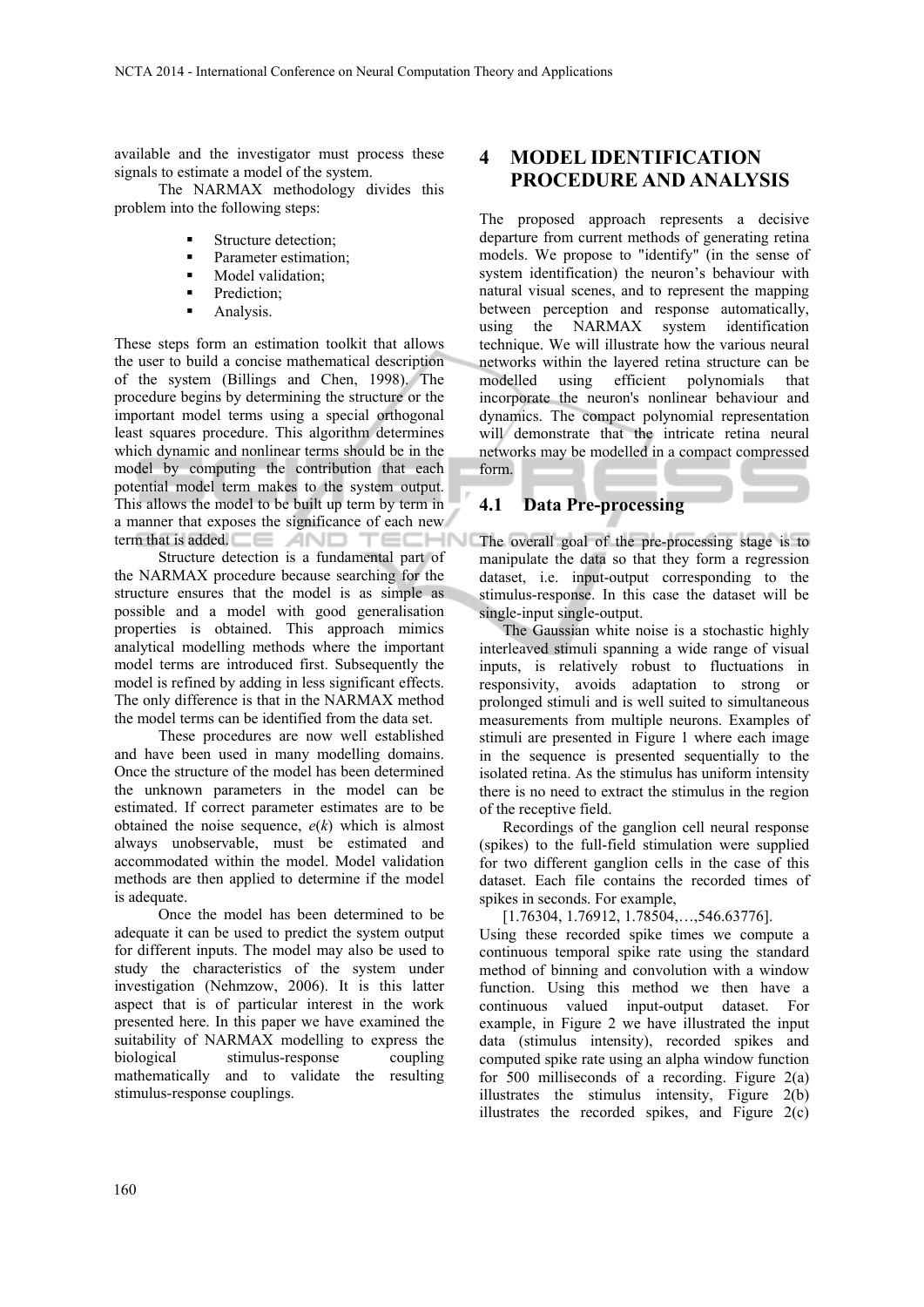available and the investigator must process these signals to estimate a model of the system.

The NARMAX methodology divides this problem into the following steps:

- Structure detection;
- Parameter estimation;
- Model validation;
- Prediction;
- Analysis.

These steps form an estimation toolkit that allows the user to build a concise mathematical description of the system (Billings and Chen, 1998). The procedure begins by determining the structure or the important model terms using a special orthogonal least squares procedure. This algorithm determines which dynamic and nonlinear terms should be in the model by computing the contribution that each potential model term makes to the system output. This allows the model to be built up term by term in a manner that exposes the significance of each new term that is added.

Structure detection is a fundamental part of the NARMAX procedure because searching for the structure ensures that the model is as simple as possible and a model with good generalisation properties is obtained. This approach mimics analytical modelling methods where the important model terms are introduced first. Subsequently the model is refined by adding in less significant effects. The only difference is that in the NARMAX method the model terms can be identified from the data set.

These procedures are now well established and have been used in many modelling domains. Once the structure of the model has been determined the unknown parameters in the model can be estimated. If correct parameter estimates are to be obtained the noise sequence, $e(k)$ which is almost always unobservable, must be estimated and accommodated within the model. Model validation methods are then applied to determine if the model is adequate.

Once the model has been determined to be adequate it can be used to predict the system output for different inputs. The model may also be used to study the characteristics of the system under investigation (Nehmzow, 2006). It is this latter aspect that is of particular interest in the work presented here. In this paper we have examined the suitability of NARMAX modelling to express the biological stimulus-response coupling mathematically and to validate the resulting stimulus-response couplings.

# 4 MODEL IDENTIFICATION PROCEDURE AND ANALYSIS

The proposed approach represents a decisive departure from current methods of generating retina models. We propose to "identify" (in the sense of system identification) the neuron's behaviour with natural visual scenes, and to represent the mapping between perception and response automatically, using the NARMAX system identification technique. We will illustrate how the various neural networks within the layered retina structure can be modelled using efficient polynomials that incorporate the neuron's nonlinear behaviour and dynamics. The compact polynomial representation will demonstrate that the intricate retina neural networks may be modelled in a compact compressed form.

## 4.1 Data Pre-processing

The overall goal of the pre-processing stage is to manipulate the data so that they form a regression dataset, i.e. input-output corresponding to the stimulus-response. In this case the dataset will be single-input single-output.

The Gaussian white noise is a stochastic highly interleaved stimuli spanning a wide range of visual inputs, is relatively robust to fluctuations in responsivity, avoids adaptation to strong or prolonged stimuli and is well suited to simultaneous measurements from multiple neurons. Examples of stimuli are presented in Figure 1 where each image in the sequence is presented sequentially to the isolated retina. As the stimulus has uniform intensity there is no need to extract the stimulus in the region of the receptive field.

Recordings of the ganglion cell neural response (spikes) to the full-field stimulation were supplied for two different ganglion cells in the case of this dataset. Each file contains the recorded times of spikes in seconds. For example,

[1.76304, 1.76912, 1.78504,…,546.63776].

Using these recorded spike times we compute a continuous temporal spike rate using the standard method of binning and convolution with a window function. Using this method we then have a continuous valued input-output dataset. For example, in Figure 2 we have illustrated the input data (stimulus intensity), recorded spikes and computed spike rate using an alpha window function for 500 milliseconds of a recording. Figure 2(a) illustrates the stimulus intensity, Figure 2(b) illustrates the recorded spikes, and Figure 2(c)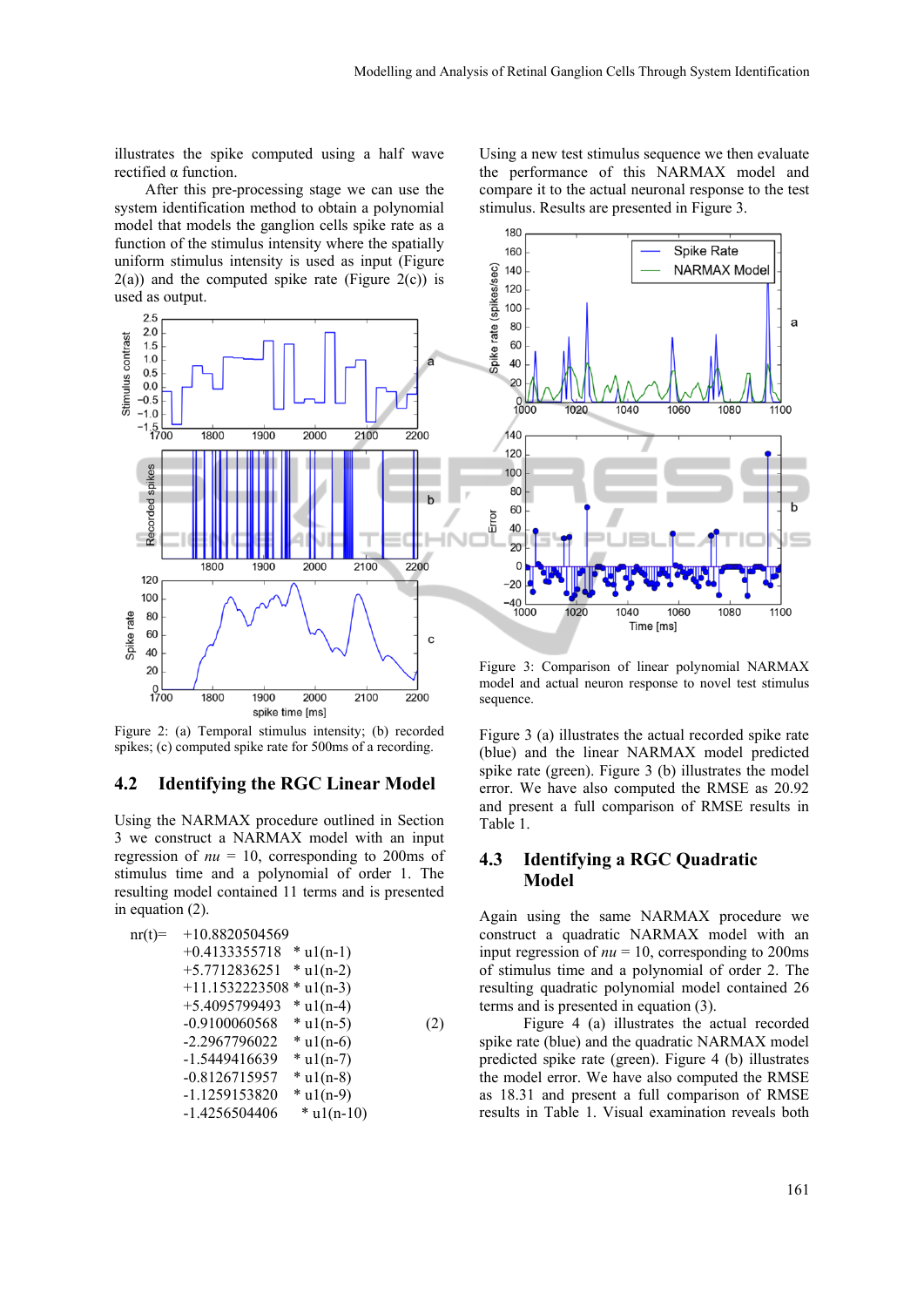illustrates the spike computed using a half wave rectified α function.

After this pre-processing stage we can use the system identification method to obtain a polynomial model that models the ganglion cells spike rate as a function of the stimulus intensity where the spatially uniform stimulus intensity is used as input (Figure 2(a)) and the computed spike rate (Figure 2(c)) is used as output.

Figure 2: (a) Temporal stimulus intensity; (b) recorded spikes; (c) computed spike rate for 500ms of a recording.

## 4.2 Identifying the RGC Linear Model

Using the NARMAX procedure outlined in Section 3 we construct a NARMAX model with an input regression of *nu* = 10, corresponding to 200ms of stimulus time and a polynomial of order 1. The resulting model contained 11 terms and is presented in equation (2).

$$
\begin{aligned}
nr(t) = &+10.8820504569 \\
&+0.4133355718 \; * u1(n-1) \\
&+5.7712836251 \; * u1(n-2) \\
&+11.1532223508 \; * u1(n-3) \\
&+5.4095799493 \; * u1(n-4) \\
&-0.9100060568 \; * u1(n-5) \\
&-2.2967796022 \; * u1(n-6) \\
&-1.5449416639 \; * u1(n-7) \\
&-0.8126715957 \; * u1(n-8) \\
&-1.1259153820 \; * u1(n-9) \\
&-1.4256504406 \; * u1(n-10)
\end{aligned}
\qquad (2)
$$

Using a new test stimulus sequence we then evaluate the performance of this NARMAX model and compare it to the actual neuronal response to the test stimulus. Results are presented in Figure 3.

Figure 3: Comparison of linear polynomial NARMAX model and actual neuron response to novel test stimulus sequence.

Figure 3 (a) illustrates the actual recorded spike rate (blue) and the linear NARMAX model predicted spike rate (green). Figure 3 (b) illustrates the model error. We have also computed the RMSE as 20.92 and present a full comparison of RMSE results in Table 1.

## 4.3 Identifying a RGC Quadratic Model

Again using the same NARMAX procedure we construct a quadratic NARMAX model with an input regression of *nu* = 10, corresponding to 200ms of stimulus time and a polynomial of order 2. The resulting quadratic polynomial model contained 26 terms and is presented in equation (3).

Figure 4 (a) illustrates the actual recorded spike rate (blue) and the quadratic NARMAX model predicted spike rate (green). Figure 4 (b) illustrates the model error. We have also computed the RMSE as 18.31 and present a full comparison of RMSE results in Table 1. Visual examination reveals both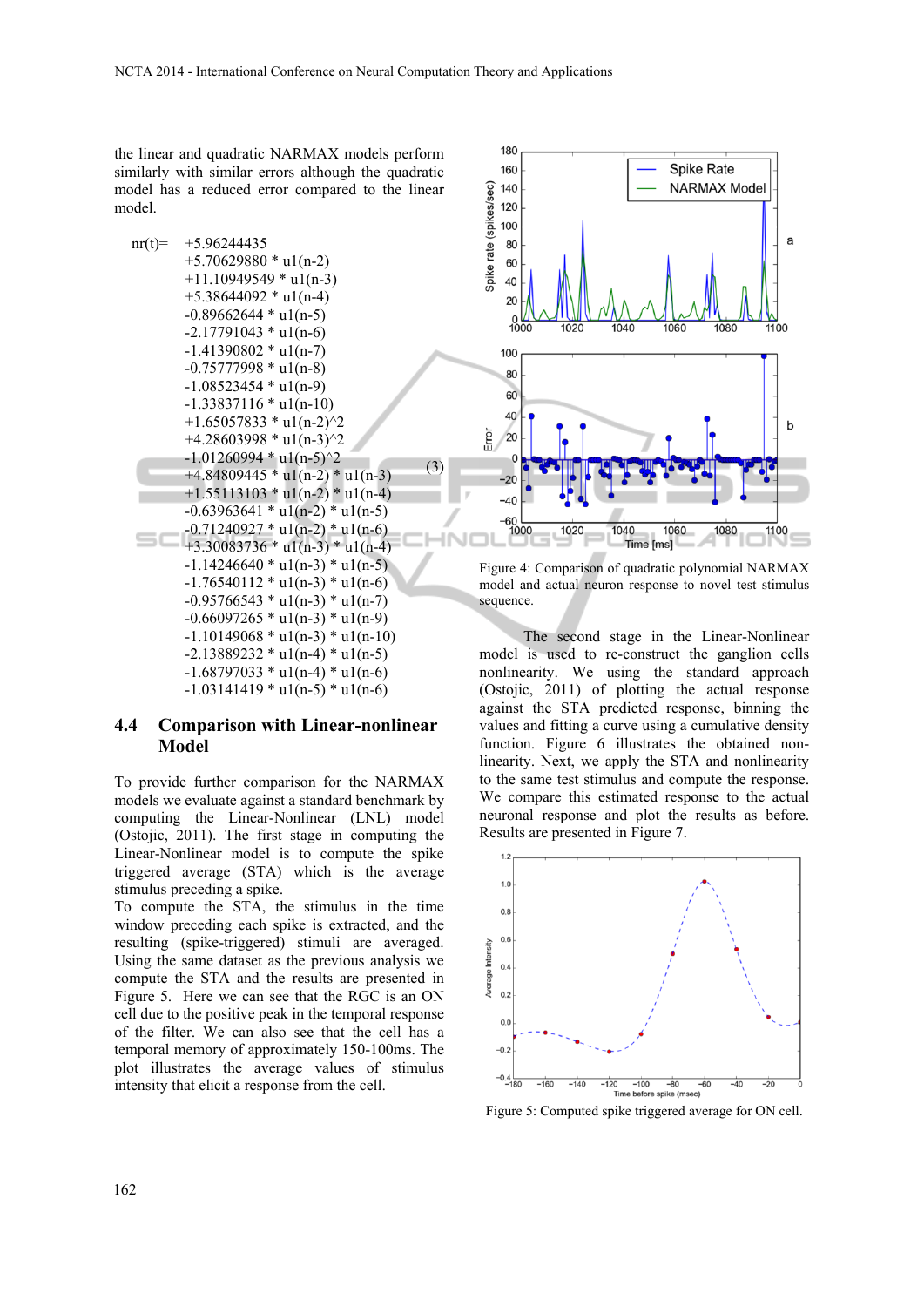the linear and quadratic NARMAX models perform similarly with similar errors although the quadratic model has a reduced error compared to the linear model.

$$
\begin{aligned}
nr(t) = &+5.96244435 \\
&+5.70629880 * u1(n-2) \\
&+11.10949549 * u1(n-3) \\
&+5.38644092 * u1(n-4) \\
&-0.89662644 * u1(n-5) \\
&-2.17791043 * u1(n-6) \\
&-1.41390802 * u1(n-7) \\
&-0.75777998 * u1(n-8) \\
&-1.08523454 * u1(n-9) \\
&-1.33837116 * u1(n-10) \\
&+1.65057833 * u1(n-2)^2 \\
&+4.28603998 * u1(n-3)^2 \\
&-1.01260994 * u1(n-5)^2 \\
&+4.84809445 * u1(n-2) * u1(n-3) \\
&+1.55113103 * u1(n-2) * u1(n-4) \\
&-0.63963641 * u1(n-2) * u1(n-5) \\
&-0.71240927 * u1(n-2) * u1(n-6) \\
&+3.30083736 * u1(n-3) * u1(n-4) \\
&-1.14246640 * u1(n-3) * u1(n-5) \\
&-1.76540112 * u1(n-3) * u1(n-6) \\
&-0.95766543 * u1(n-3) * u1(n-7) \\
&-0.66097265 * u1(n-3) * u1(n-9) \\
&-1.10149068 * u1(n-3) * u1(n-10) \\
&-2.13889232 * u1(n-4) * u1(n-5) \\
&-1.68797033 * u1(n-4) * u1(n-6) \\
&-1.03141419 * u1(n-5) * u1(n-6)
\end{aligned}
\quad (3)
$$

## 4.4 Comparison with Linear-nonlinear Model

To provide further comparison for the NARMAX models we evaluate against a standard benchmark by computing the Linear-Nonlinear (LNL) model (Ostojic, 2011). The first stage in computing the Linear-Nonlinear model is to compute the spike triggered average (STA) which is the average stimulus preceding a spike.

To compute the STA, the stimulus in the time window preceding each spike is extracted, and the resulting (spike-triggered) stimuli are averaged. Using the same dataset as the previous analysis we compute the STA and the results are presented in Figure 5. Here we can see that the RGC is an ON cell due to the positive peak in the temporal response of the filter. We can also see that the cell has a temporal memory of approximately 150-100ms. The plot illustrates the average values of stimulus intensity that elicit a response from the cell.

Figure 4: Comparison of quadratic polynomial NARMAX model and actual neuron response to novel test stimulus sequence.

The second stage in the Linear-Nonlinear model is used to re-construct the ganglion cells nonlinearity. We using the standard approach (Ostojic, 2011) of plotting the actual response against the STA predicted response, binning the values and fitting a curve using a cumulative density function. Figure 6 illustrates the obtained non-linearity. Next, we apply the STA and nonlinearity to the same test stimulus and compute the response. We compare this estimated response to the actual neuronal response and plot the results as before. Results are presented in Figure 7.

Figure 5: Computed spike triggered average for ON cell.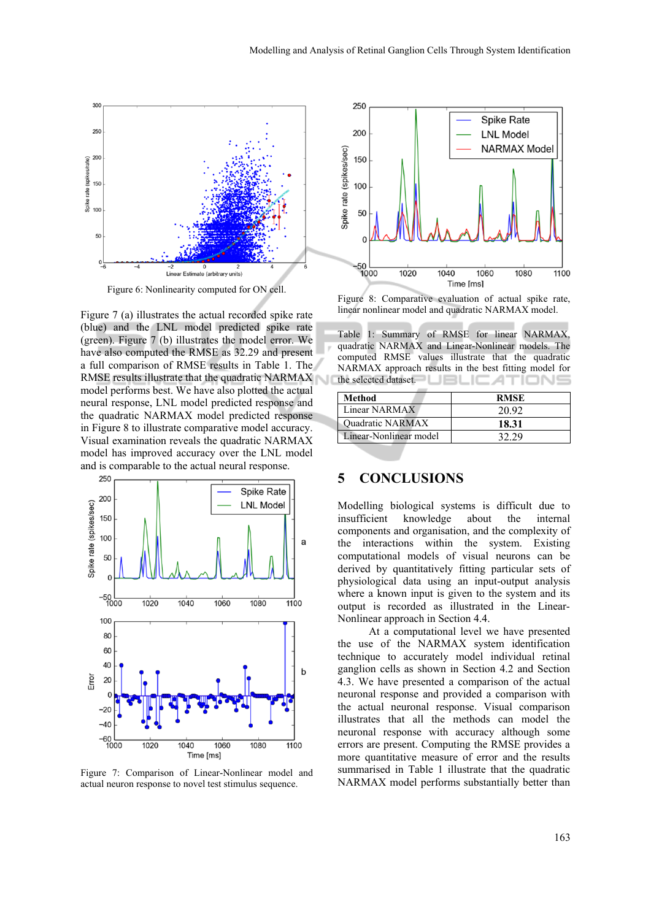Figure 6: Nonlinearity computed for ON cell.

Figure 7 (a) illustrates the actual recorded spike rate (blue) and the LNL model predicted spike rate (green). Figure 7 (b) illustrates the model error. We have also computed the RMSE as 32.29 and present a full comparison of RMSE results in Table 1. The RMSE results illustrate that the quadratic NARMAX model performs best. We have also plotted the actual neural response, LNL model predicted response and the quadratic NARMAX model predicted response in Figure 8 to illustrate comparative model accuracy. Visual examination reveals the quadratic NARMAX model has improved accuracy over the LNL model and is comparable to the actual neural response.

Figure 7: Comparison of Linear-Nonlinear model and actual neuron response to novel test stimulus sequence.

Figure 8: Comparative evaluation of actual spike rate, linear nonlinear model and quadratic NARMAX model.

Table 1: Summary of RMSE for linear NARMAX, quadratic NARMAX and Linear-Nonlinear models. The computed RMSE values illustrate that the quadratic NARMAX approach results in the best fitting model for the selected dataset.

| **Method** | **RMSE** |
| --- | --- |
| Linear NARMAX | 20.92 |
| Quadratic NARMAX | **18.31** |
| Linear-Nonlinear model | 32.29 |

## 5 CONCLUSIONS

Modelling biological systems is difficult due to insufficient knowledge about the internal components and organisation, and the complexity of the interactions within the system. Existing computational models of visual neurons can be derived by quantitatively fitting particular sets of physiological data using an input-output analysis where a known input is given to the system and its output is recorded as illustrated in the Linear-Nonlinear approach in Section 4.4.

At a computational level we have presented the use of the NARMAX system identification technique to accurately model individual retinal ganglion cells as shown in Section 4.2 and Section 4.3. We have presented a comparison of the actual neuronal response and provided a comparison with the actual neuronal response. Visual comparison illustrates that all the methods can model the neuronal response with accuracy although some errors are present. Computing the RMSE provides a more quantitative measure of error and the results summarised in Table 1 illustrate that the quadratic NARMAX model performs substantially better than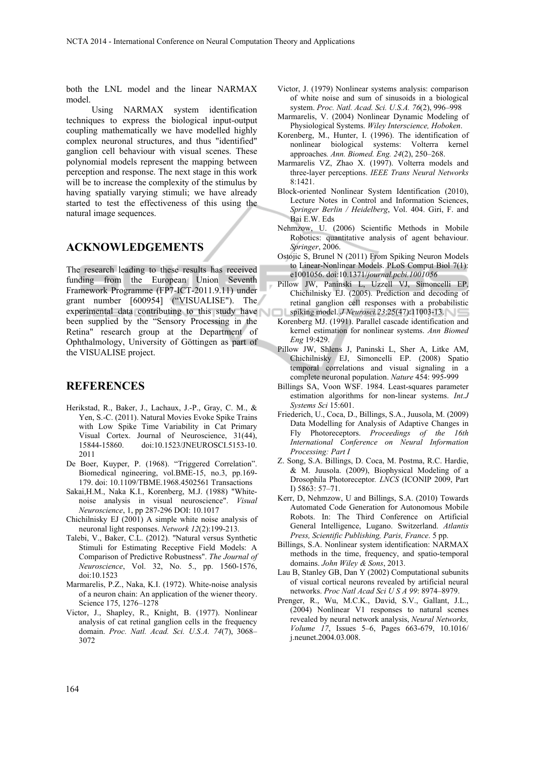both the LNL model and the linear NARMAX model.

Using NARMAX system identification techniques to express the biological input-output coupling mathematically we have modelled highly complex neuronal structures, and thus "identified" ganglion cell behaviour with visual scenes. These polynomial models represent the mapping between perception and response. The next stage in this work will be to increase the complexity of the stimulus by having spatially varying stimuli; we have already started to test the effectiveness of this using the natural image sequences.

## ACKNOWLEDGEMENTS

The research leading to these results has received funding from the European Union Seventh Framework Programme (FP7-ICT-2011.9.11) under grant number [600954] ("VISUALISE"). The experimental data contributing to this study have been supplied by the "Sensory Processing in the Retina" research group at the Department of Ophthalmology, University of Göttingen as part of the VISUALISE project.

## REFERENCES

Herikstad, R., Baker, J., Lachaux, J.-P., Gray, C. M., & Yen, S.-C. (2011). Natural Movies Evoke Spike Trains with Low Spike Time Variability in Cat Primary Visual Cortex. Journal of Neuroscience, 31(44), 15844-15860. doi:10.1523/JNEUROSCI.5153-10. 2011

De Boer, Kuyper, P. (1968). "Triggered Correlation". Biomedical ngineering, vol.BME-15, no.3, pp.169-179. doi: 10.1109/TBME.1968.4502561 Transactions

Sakai,H.M., Naka K.I., Korenberg, M.J. (1988) "White-noise analysis in visual neuroscience". *Visual Neuroscience*, 1, pp 287-296 DOI: 10.1017

Chichilnisky EJ (2001) A simple white noise analysis of neuronal light responses. *Network 12*(2):199-213.

Talebi, V., Baker, C.L. (2012). "Natural versus Synthetic Stimuli for Estimating Receptive Field Models: A Comparison of Predictive Robustness". *The Journal of Neuroscience*, Vol. 32, No. 5., pp. 1560-1576, doi:10.1523

Marmarelis, P.Z., Naka, K.I. (1972). White-noise analysis of a neuron chain: An application of the wiener theory. Science 175, 1276–1278

Victor, J., Shapley, R., Knight, B. (1977). Nonlinear analysis of cat retinal ganglion cells in the frequency domain. *Proc. Natl. Acad. Sci. U.S.A. 74*(7), 3068–3072

Victor, J. (1979) Nonlinear systems analysis: comparison of white noise and sum of sinusoids in a biological system. *Proc. Natl. Acad. Sci. U.S.A. 76*(2), 996–998

Marmarelis, V. (2004) Nonlinear Dynamic Modeling of Physiological Systems. *Wiley Interscience, Hoboken*.

Korenberg, M., Hunter, I. (1996). The identification of nonlinear biological systems: Volterra kernel approaches*. Ann. Biomed. Eng. 24*(2), 250–268.

Marmarelis VZ, Zhao X. (1997). Volterra models and three-layer perceptions. *IEEE Trans Neural Networks* 8:1421.

Block-oriented Nonlinear System Identification (2010), Lecture Notes in Control and Information Sciences, *Springer Berlin / Heidelberg*, Vol. 404. Giri, F. and Bai E.W. Eds

Nehmzow, U. (2006) Scientific Methods in Mobile Robotics: quantitative analysis of agent behaviour. *Springer*, 2006.

Ostojic S, Brunel N (2011) From Spiking Neuron Models to Linear-Nonlinear Models. PLoS Comput Biol 7(1): e1001056. doi:10.1371/*journal.pcbi.1001056*

Pillow JW, Paninski L, Uzzell VJ, Simoncelli EP, Chichilnisky EJ. (2005). Prediction and decoding of retinal ganglion cell responses with a probabilistic spiking model. *J Neurosci.23*;25(47):11003-13.

Korenberg MJ. (1991). Parallel cascade identification and kernel estimation for nonlinear systems. *Ann Biomed Eng* 19:429.

Pillow JW, Shlens J, Paninski L, Sher A, Litke AM, Chichilnisky EJ, Simoncelli EP. (2008) Spatio temporal correlations and visual signaling in a complete neuronal population. *Nature* 454: 995-999

Billings SA, Voon WSF. 1984. Least-squares parameter estimation algorithms for non-linear systems. *Int.J Systems Sci* 15:601.

Friederich, U., Coca, D., Billings, S.A., Juusola, M. (2009) Data Modelling for Analysis of Adaptive Changes in Fly Photoreceptors. *Proceedings of the 16th International Conference on Neural Information Processing: Part I*

Z. Song, S.A. Billings, D. Coca, M. Postma, R.C. Hardie, & M. Juusola. (2009), Biophysical Modeling of a Drosophila Photoreceptor. *LNCS* (ICONIP 2009, Part I) 5863: 57–71.

Kerr, D, Nehmzow, U and Billings, S.A. (2010) Towards Automated Code Generation for Autonomous Mobile Robots. In: The Third Conference on Artificial General Intelligence, Lugano. Switzerland. *Atlantis Press, Scientific Publishing, Paris, France*. 5 pp.

Billings, S.A. Nonlinear system identification: NARMAX methods in the time, frequency, and spatio-temporal domains. *John Wiley & Sons*, 2013.

Lau B, Stanley GB, Dan Y (2002) Computational subunits of visual cortical neurons revealed by artificial neural networks. *Proc Natl Acad Sci U S A 99*: 8974–8979.

Prenger, R., Wu, M.C.K., David, S.V., Gallant, J.L., (2004) Nonlinear V1 responses to natural scenes revealed by neural network analysis, *Neural Networks, Volume 17*, Issues 5–6, Pages 663-679, 10.1016/ j.neunet.2004.03.008.